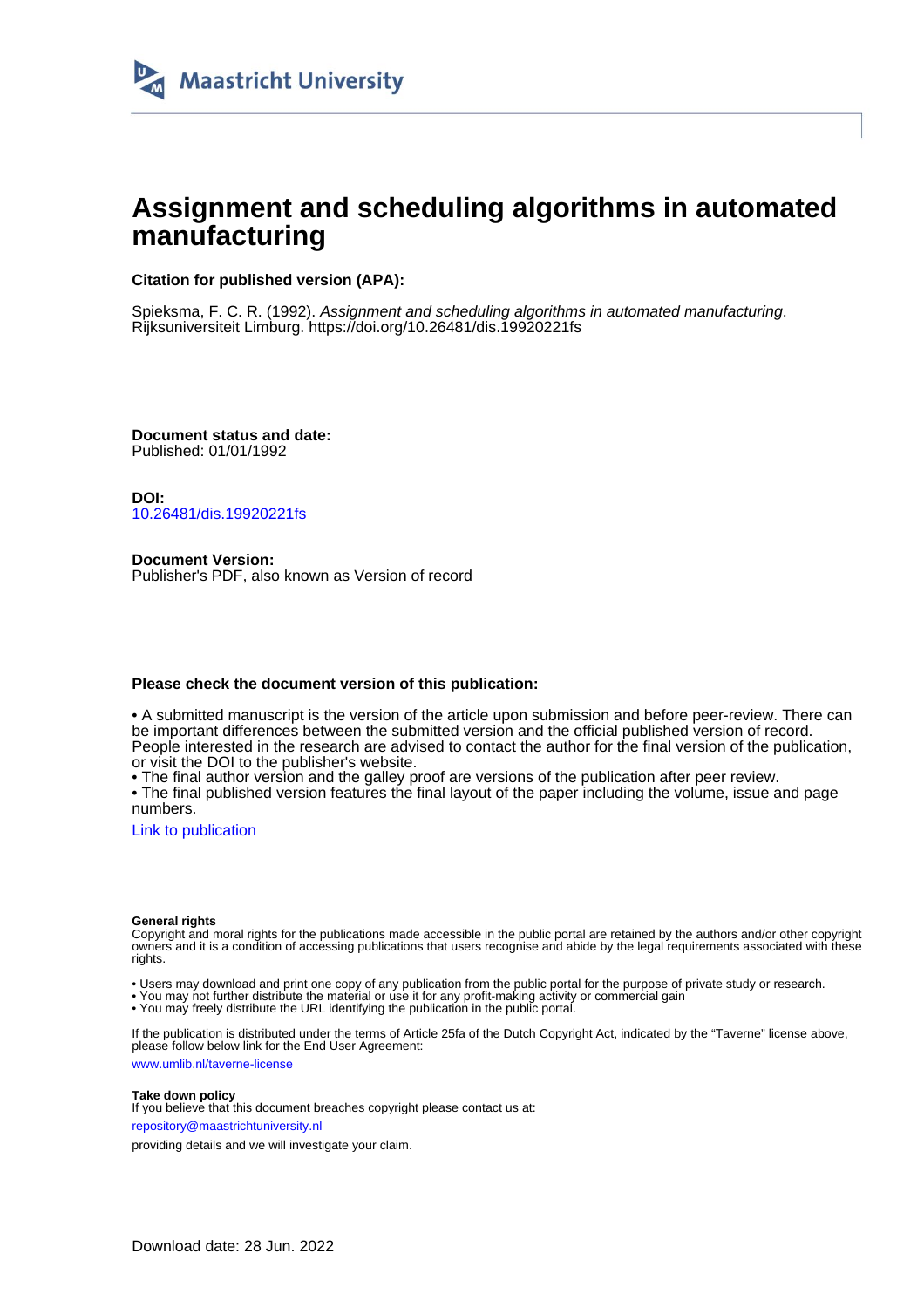Maastricht University

# Assignment and scheduling algorithms in automated manufacturing

**Citation for published version (APA):**

Spieksma, F. C. R. (1992). *Assignment and scheduling algorithms in automated manufacturing*. Rijksuniversiteit Limburg. https://doi.org/10.26481/dis.19920221fs

**Document status and date:**
Published: 01/01/1992

**DOI:**
10.26481/dis.19920221fs

**Document Version:**
Publisher's PDF, also known as Version of record

**Please check the document version of this publication:**

• A submitted manuscript is the version of the article upon submission and before peer-review. There can be important differences between the submitted version and the official published version of record. People interested in the research are advised to contact the author for the final version of the publication, or visit the DOI to the publisher's website.
• The final author version and the galley proof are versions of the publication after peer review.
• The final published version features the final layout of the paper including the volume, issue and page numbers.

Link to publication

**General rights**
Copyright and moral rights for the publications made accessible in the public portal are retained by the authors and/or other copyright owners and it is a condition of accessing publications that users recognise and abide by the legal requirements associated with these rights.

• Users may download and print one copy of any publication from the public portal for the purpose of private study or research.
• You may not further distribute the material or use it for any profit-making activity or commercial gain
• You may freely distribute the URL identifying the publication in the public portal.

If the publication is distributed under the terms of Article 25fa of the Dutch Copyright Act, indicated by the "Taverne" license above, please follow below link for the End User Agreement:

www.umlib.nl/taverne-license

**Take down policy**
If you believe that this document breaches copyright please contact us at:

repository@maastrichtuniversity.nl

providing details and we will investigate your claim.

Download date: 28 Jun. 2022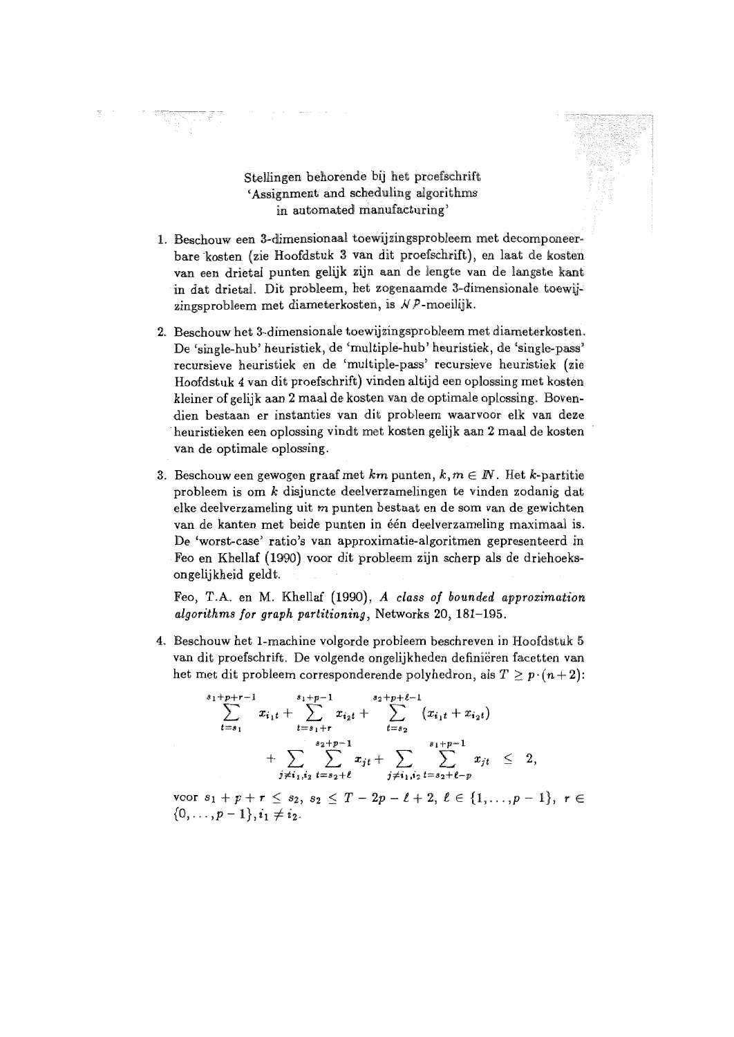Stellingen behorende bij het proefschrift
'Assignment and scheduling algorithms
in automated manufacturing'

1. Beschouw een 3-dimensionaal toewijzingsprobleem met decomponeerbare kosten (zie Hoofdstuk 3 van dit proefschrift), en laat de kosten van een drietal punten gelijk zijn aan de lengte van de langste kant in dat drietal. Dit probleem, het zogenaamde 3-dimensionale toewijzingsprobleem met diameterkosten, is $\mathcal{NP}$-moeilijk.

2. Beschouw het 3-dimensionale toewijzingsprobleem met diameterkosten. De 'single-hub' heuristiek, de 'multiple-hub' heuristiek, de 'single-pass' recursieve heuristiek en de 'multiple-pass' recursieve heuristiek (zie Hoofdstuk 4 van dit proefschrift) vinden altijd een oplossing met kosten kleiner of gelijk aan 2 maal de kosten van de optimale oplossing. Bovendien bestaan er instanties van dit probleem waarvoor elk van deze heuristieken een oplossing vindt met kosten gelijk aan 2 maal de kosten van de optimale oplossing.

3. Beschouw een gewogen graaf met $km$ punten, $k, m \in \mathbb{N}$. Het $k$-partitie probleem is om $k$ disjuncte deelverzamelingen te vinden zodanig dat elke deelverzameling uit $m$ punten bestaat en de som van de gewichten van de kanten met beide punten in één deelverzameling maximaal is. De 'worst-case' ratio's van approximatie-algoritmen gepresenteerd in Feo en Khellaf (1990) voor dit probleem zijn scherp als de driehoeksongelijkheid geldt.

   Feo, T.A. en M. Khellaf (1990), *A class of bounded approximation algorithms for graph partitioning*, Networks 20, 181–195.

4. Beschouw het 1-machine volgorde probleem beschreven in Hoofdstuk 5 van dit proefschrift. De volgende ongelijkheden definiëren facetten van het met dit probleem corresponderende polyhedron, als $T \geq p \cdot (n+2)$:

$$\sum_{t=s_1}^{s_1+p+r-1} x_{i_1 t} + \sum_{t=s_1+r}^{s_1+p-1} x_{i_2 t} + \sum_{t=s_2}^{s_2+p+\ell-1} (x_{i_1 t} + x_{i_2 t}) + \sum_{j \neq i_1, i_2} \sum_{t=s_2+\ell}^{s_2+p-1} x_{jt} + \sum_{j \neq i_1, i_2} \sum_{t=s_2+\ell-p}^{s_1+p-1} x_{jt} \leq 2,$$

voor $s_1 + p + r \leq s_2$, $s_2 \leq T - 2p - \ell + 2$, $\ell \in \{1, \ldots, p-1\}$, $r \in \{0, \ldots, p-1\}, i_1 \neq i_2$.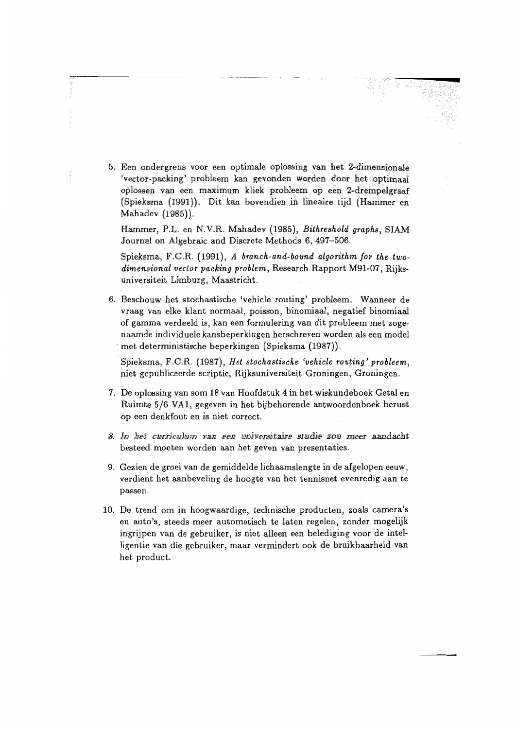5. Een ondergrens voor een optimale oplossing van het 2-dimensionale 'vector-packing' probleem kan gevonden worden door het optimaal oplossen van een maximum kliek probleem op een 2-drempelgraaf (Spieksma (1991)). Dit kan bovendien in lineaire tijd (Hammer en Mahadev (1985)).

   Hammer, P.L. en N.V.R. Mahadev (1985), *Bithreshold graphs*, SIAM Journal on Algebraic and Discrete Methods 6, 497–506.

   Spieksma, F.C.R. (1991), *A branch-and-bound algorithm for the two-dimensional vector packing problem*, Research Rapport M91-07, Rijksuniversiteit Limburg, Maastricht.

6. Beschouw het stochastische 'vehicle routing' probleem. Wanneer de vraag van elke klant normaal, poisson, binomiaal, negatief binomiaal of gamma verdeeld is, kan een formulering van dit probleem met zogenaamde individuele kansbeperkingen herschreven worden als een model met deterministische beperkingen (Spieksma (1987)).

   Spieksma, F.C.R. (1987), *Het stochastische 'vehicle routing' probleem*, niet gepubliceerde scriptie, Rijksuniversiteit Groningen, Groningen.

7. De oplossing van som 18 van Hoofdstuk 4 in het wiskundeboek Getal en Ruimte 5/6 VA1, gegeven in het bijbehorende antwoordenboek berust op een denkfout en is niet correct.

8. In het curriculum van een universitaire studie zou meer aandacht besteed moeten worden aan het geven van presentaties.

9. Gezien de groei van de gemiddelde lichaamslengte in de afgelopen eeuw, verdient het aanbeveling de hoogte van het tennisnet evenredig aan te passen.

10. De trend om in hoogwaardige, technische producten, zoals camera's en auto's, steeds meer automatisch te laten regelen, zonder mogelijk ingrijpen van de gebruiker, is niet alleen een belediging voor de intelligentie van die gebruiker, maar vermindert ook de bruikbaarheid van het product.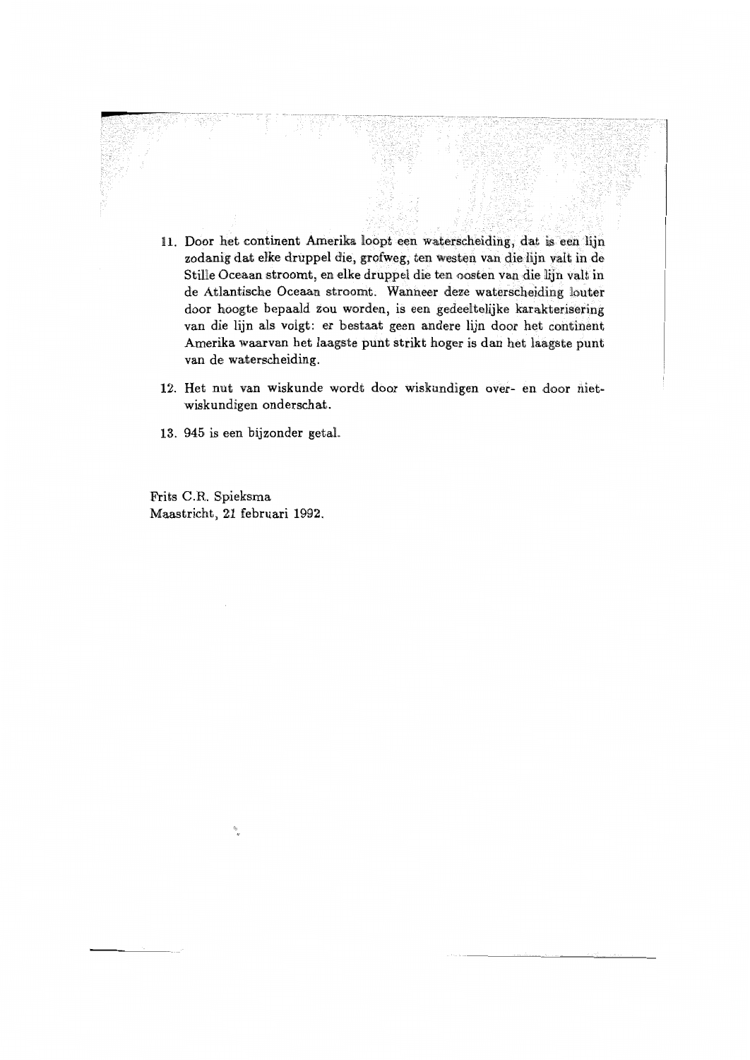11. Door het continent Amerika loopt een waterscheiding, dat is een lijn zodanig dat elke druppel die, grofweg, ten westen van die lijn valt in de Stille Oceaan stroomt, en elke druppel die ten oosten van die lijn valt in de Atlantische Oceaan stroomt. Wanneer deze waterscheiding louter door hoogte bepaald zou worden, is een gedeeltelijke karakterisering van die lijn als volgt: er bestaat geen andere lijn door het continent Amerika waarvan het laagste punt strikt hoger is dan het laagste punt van de waterscheiding.

12. Het nut van wiskunde wordt door wiskundigen over- en door niet-wiskundigen onderschat.

13. 945 is een bijzonder getal.

Frits C.R. Spieksma
Maastricht, 21 februari 1992.